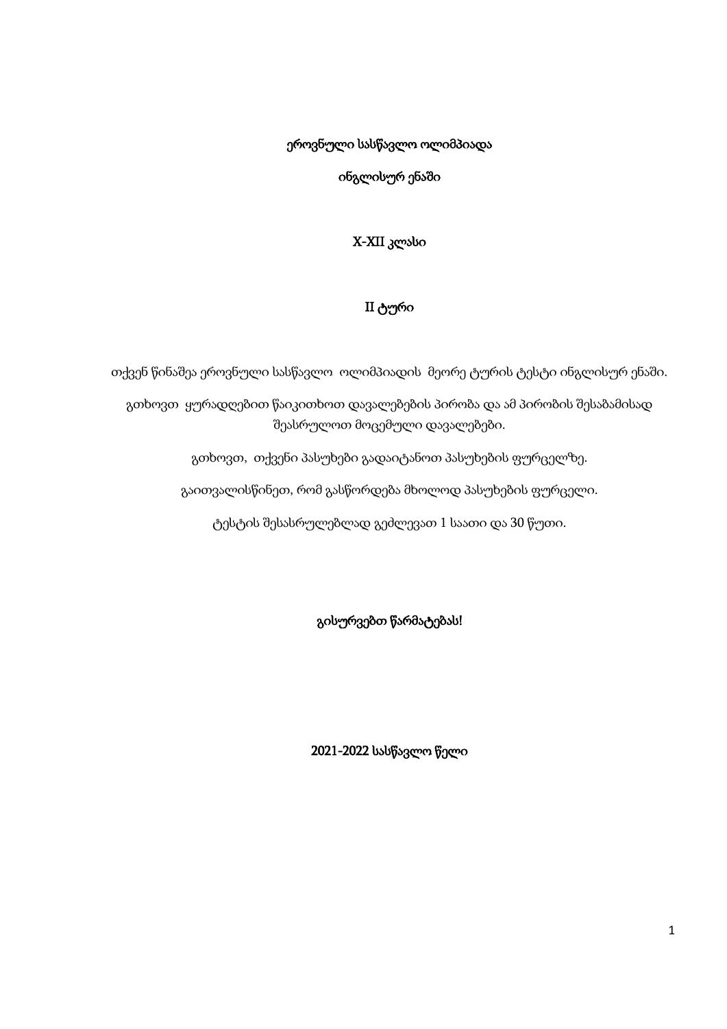ეროვნული სასწავლო ოლიმპიადა

ინგლისურ ენაში

X-XII კლასი

II ტური

თქვენ წინაშეა ეროვნული სასწავლო ოლიმპიადის მეორე ტურის ტესტი ინგლისურ ენაში.

გთხოვთ ყურადღებით წაიკითხოთ დავალებების პირობა და ამ პირობის შესაბამისად შეასრულოთ მოცემული დავალებები.

გთხოვთ, თქვენი პასუხები გადაიტანოთ პასუხების ფურცელზე.

გაითვალისწინეთ, რომ გასწორდება მხოლოდ პასუხების ფურცელი.

ტესტის შესასრულებლად გეძლევათ 1 საათი და 30 წუთი.

გისურვებთ წარმატებას!

2021-2022 სასწავლო წელი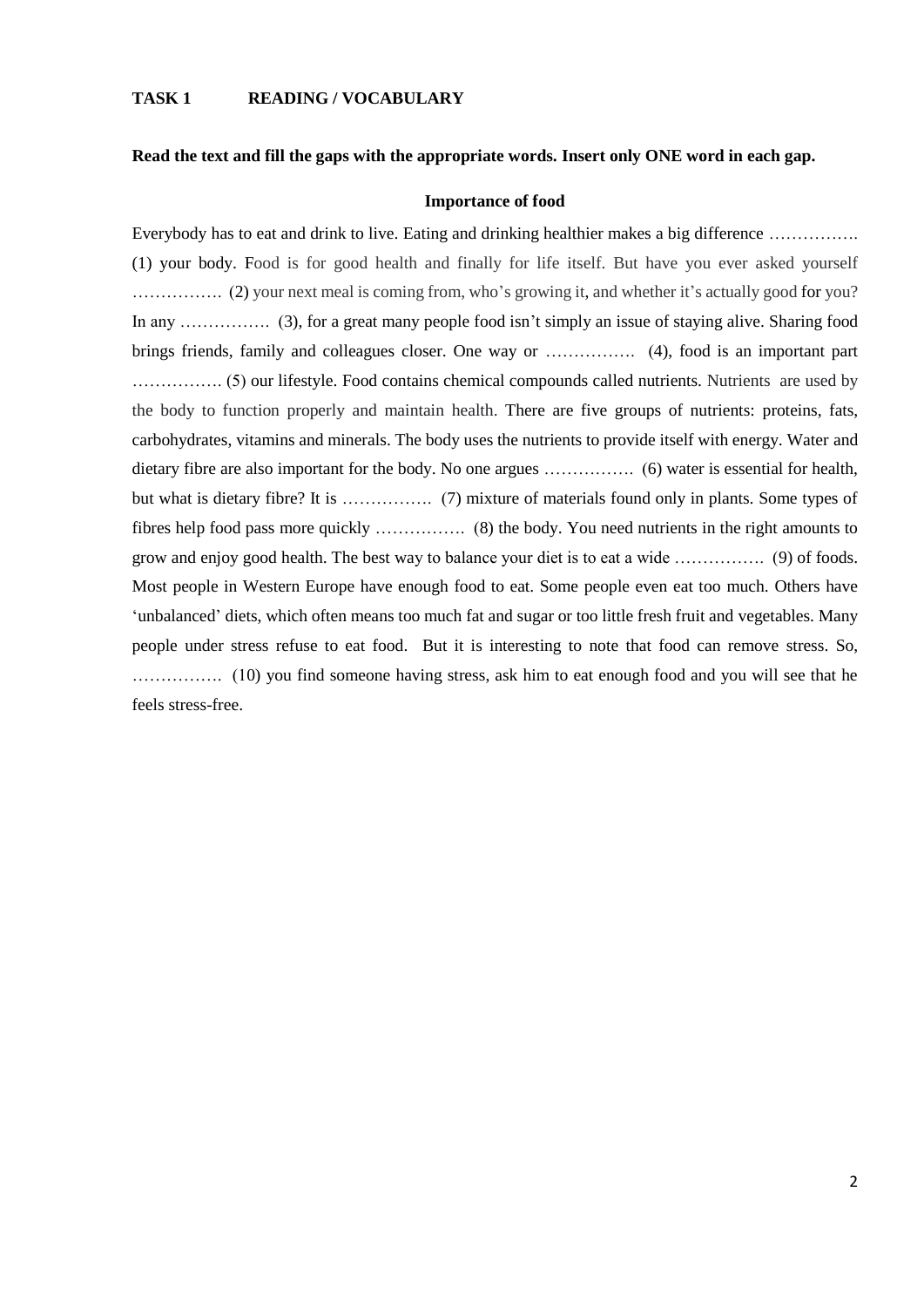**TASK 1 READING / VOCABULARY**

**Read the text and fill the gaps with the appropriate words. Insert only ONE word in each gap.**

**Importance of food**

Everybody has to eat and drink to live. Eating and drinking healthier makes a big difference ……………. (1) your body. Food is for good health and finally for life itself. But have you ever asked yourself ……………. (2) your next meal is coming from, who's growing it, and whether it's actually good for you? In any ……………. (3), for a great many people food isn't simply an issue of staying alive. Sharing food brings friends, family and colleagues closer. One way or ……………. (4), food is an important part ……………. (5) our lifestyle. Food contains chemical compounds called nutrients. Nutrients are used by the body to function properly and maintain health. There are five groups of nutrients: proteins, fats, carbohydrates, vitamins and minerals. The body uses the nutrients to provide itself with energy. Water and dietary fibre are also important for the body. No one argues ……………. (6) water is essential for health, but what is dietary fibre? It is ……………. (7) mixture of materials found only in plants. Some types of fibres help food pass more quickly ……………. (8) the body. You need nutrients in the right amounts to grow and enjoy good health. The best way to balance your diet is to eat a wide ……………. (9) of foods. Most people in Western Europe have enough food to eat. Some people even eat too much. Others have 'unbalanced' diets, which often means too much fat and sugar or too little fresh fruit and vegetables. Many people under stress refuse to eat food. But it is interesting to note that food can remove stress. So, ……………. (10) you find someone having stress, ask him to eat enough food and you will see that he feels stress-free.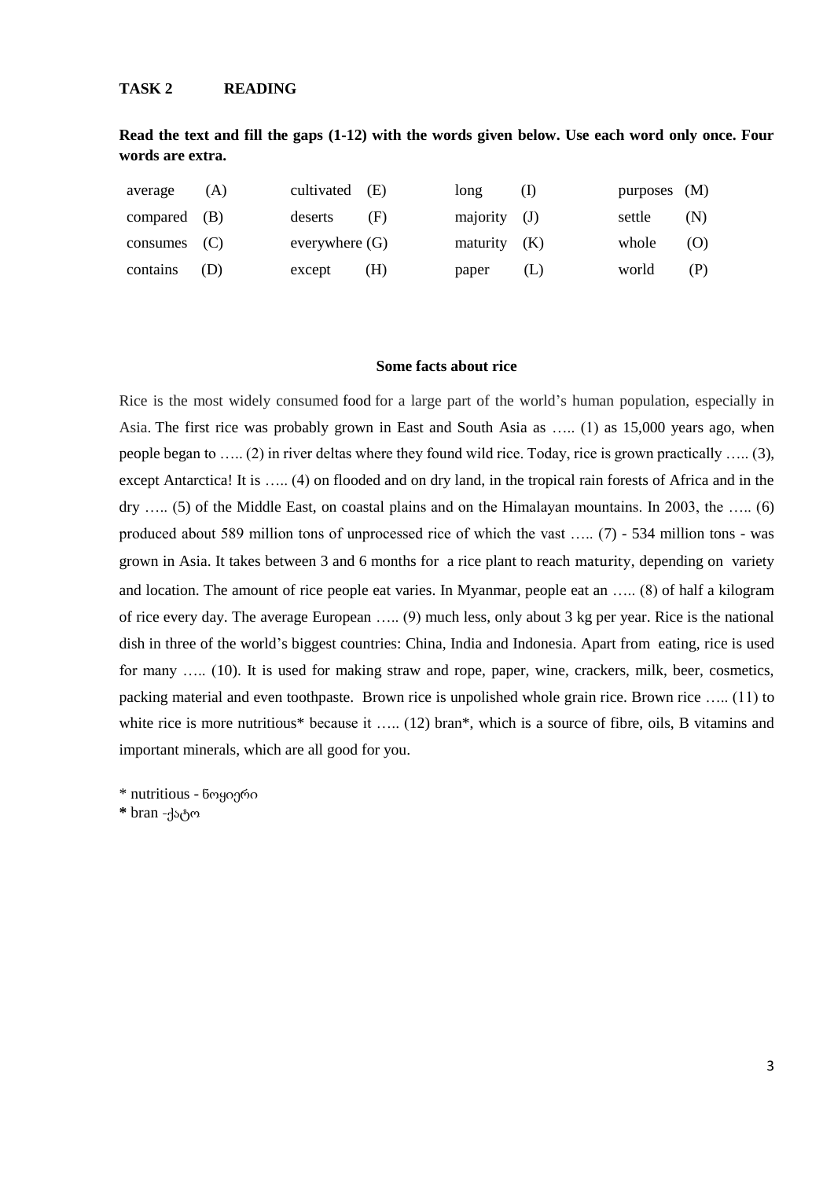**TASK 2 READING**

**Read the text and fill the gaps (1-12) with the words given below. Use each word only once. Four words are extra.**

| | | | |
|---|---|---|---|
| average (A) | cultivated (E) | long (I) | purposes (M) |
| compared (B) | deserts (F) | majority (J) | settle (N) |
| consumes (C) | everywhere (G) | maturity (K) | whole (O) |
| contains (D) | except (H) | paper (L) | world (P) |

**Some facts about rice**

Rice is the most widely consumed food for a large part of the world's human population, especially in Asia. The first rice was probably grown in East and South Asia as ….. (1) as 15,000 years ago, when people began to ….. (2) in river deltas where they found wild rice. Today, rice is grown practically ….. (3), except Antarctica! It is ….. (4) on flooded and on dry land, in the tropical rain forests of Africa and in the dry ….. (5) of the Middle East, on coastal plains and on the Himalayan mountains. In 2003, the ….. (6) produced about 589 million tons of unprocessed rice of which the vast ….. (7) - 534 million tons - was grown in Asia. It takes between 3 and 6 months for a rice plant to reach maturity, depending on variety and location. The amount of rice people eat varies. In Myanmar, people eat an ….. (8) of half a kilogram of rice every day. The average European ….. (9) much less, only about 3 kg per year. Rice is the national dish in three of the world's biggest countries: China, India and Indonesia. Apart from eating, rice is used for many ….. (10). It is used for making straw and rope, paper, wine, crackers, milk, beer, cosmetics, packing material and even toothpaste. Brown rice is unpolished whole grain rice. Brown rice ….. (11) to white rice is more nutritious* because it ….. (12) bran*, which is a source of fibre, oils, B vitamins and important minerals, which are all good for you.

* nutritious - ნოყიერი
* bran -ქატო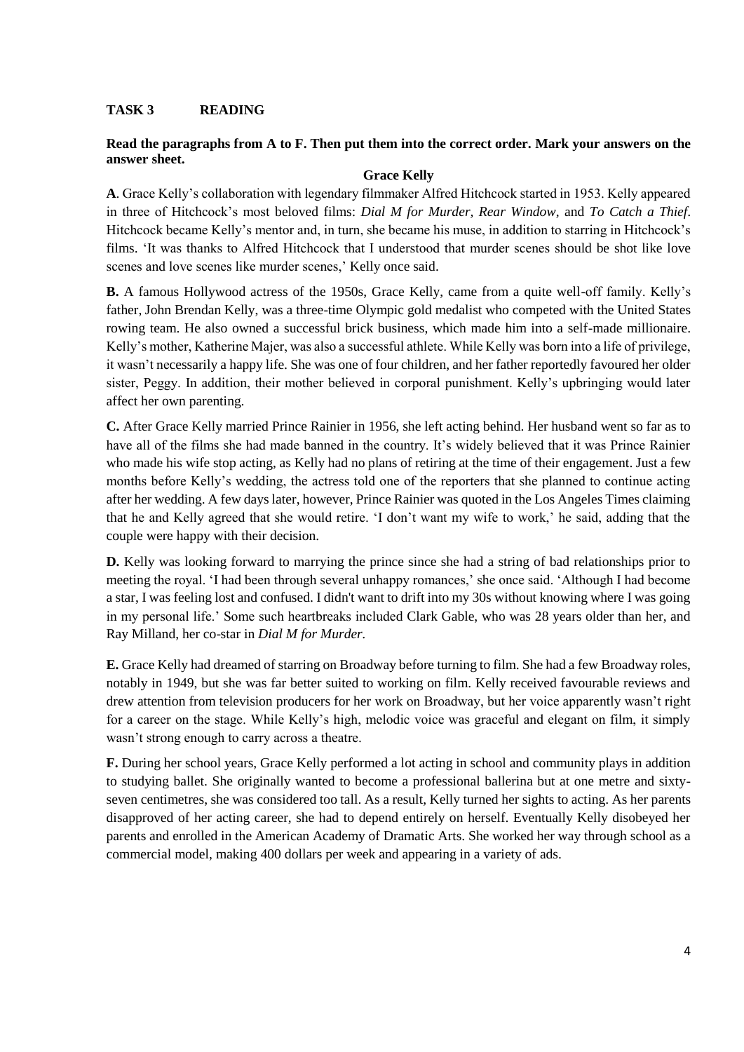## TASK 3 READING

**Read the paragraphs from A to F. Then put them into the correct order. Mark your answers on the answer sheet.**

**Grace Kelly**

**A**. Grace Kelly's collaboration with legendary filmmaker Alfred Hitchcock started in 1953. Kelly appeared in three of Hitchcock's most beloved films: *Dial M for Murder, Rear Window*, and *To Catch a Thief*. Hitchcock became Kelly's mentor and, in turn, she became his muse, in addition to starring in Hitchcock's films. 'It was thanks to Alfred Hitchcock that I understood that murder scenes should be shot like love scenes and love scenes like murder scenes,' Kelly once said.

**B.** A famous Hollywood actress of the 1950s, Grace Kelly, came from a quite well-off family. Kelly's father, John Brendan Kelly, was a three-time Olympic gold medalist who competed with the United States rowing team. He also owned a successful brick business, which made him into a self-made millionaire. Kelly's mother, Katherine Majer, was also a successful athlete. While Kelly was born into a life of privilege, it wasn't necessarily a happy life. She was one of four children, and her father reportedly favoured her older sister, Peggy. In addition, their mother believed in corporal punishment. Kelly's upbringing would later affect her own parenting.

**C.** After Grace Kelly married Prince Rainier in 1956, she left acting behind. Her husband went so far as to have all of the films she had made banned in the country. It's widely believed that it was Prince Rainier who made his wife stop acting, as Kelly had no plans of retiring at the time of their engagement. Just a few months before Kelly's wedding, the actress told one of the reporters that she planned to continue acting after her wedding. A few days later, however, Prince Rainier was quoted in the Los Angeles Times claiming that he and Kelly agreed that she would retire. 'I don't want my wife to work,' he said, adding that the couple were happy with their decision.

**D.** Kelly was looking forward to marrying the prince since she had a string of bad relationships prior to meeting the royal. 'I had been through several unhappy romances,' she once said. 'Although I had become a star, I was feeling lost and confused. I didn't want to drift into my 30s without knowing where I was going in my personal life.' Some such heartbreaks included Clark Gable, who was 28 years older than her, and Ray Milland, her co-star in *Dial M for Murder.*

**E.** Grace Kelly had dreamed of starring on Broadway before turning to film. She had a few Broadway roles, notably in 1949, but she was far better suited to working on film. Kelly received favourable reviews and drew attention from television producers for her work on Broadway, but her voice apparently wasn't right for a career on the stage. While Kelly's high, melodic voice was graceful and elegant on film, it simply wasn't strong enough to carry across a theatre.

**F.** During her school years, Grace Kelly performed a lot acting in school and community plays in addition to studying ballet. She originally wanted to become a professional ballerina but at one metre and sixty-seven centimetres, she was considered too tall. As a result, Kelly turned her sights to acting. As her parents disapproved of her acting career, she had to depend entirely on herself. Eventually Kelly disobeyed her parents and enrolled in the American Academy of Dramatic Arts. She worked her way through school as a commercial model, making 400 dollars per week and appearing in a variety of ads.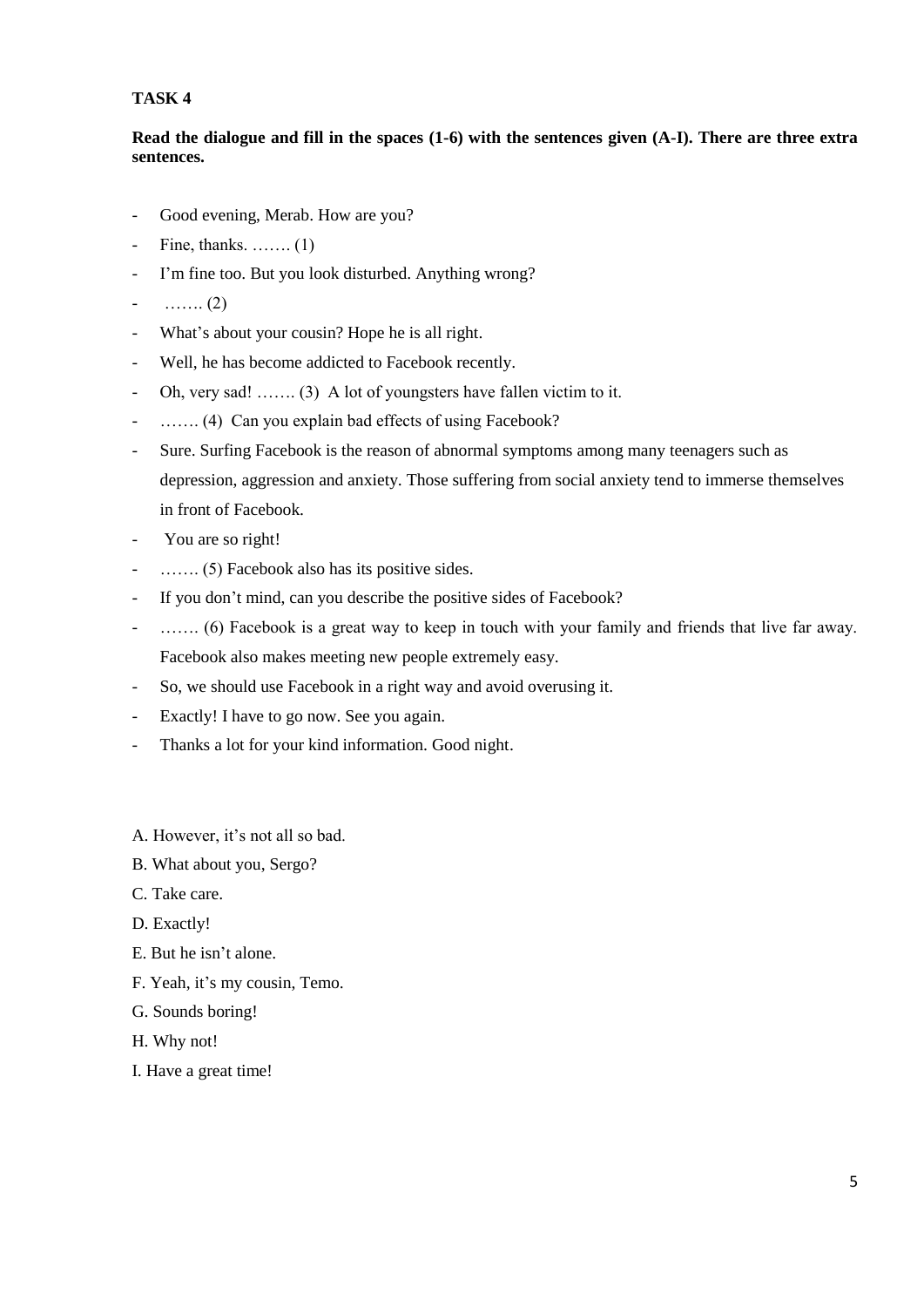**TASK 4**

**Read the dialogue and fill in the spaces (1-6) with the sentences given (A-I). There are three extra sentences.**

- Good evening, Merab. How are you?
- Fine, thanks. ……. (1)
- I'm fine too. But you look disturbed. Anything wrong?
- ……. (2)
- What's about your cousin? Hope he is all right.
- Well, he has become addicted to Facebook recently.
- Oh, very sad! ……. (3) A lot of youngsters have fallen victim to it.
- ……. (4) Can you explain bad effects of using Facebook?
- Sure. Surfing Facebook is the reason of abnormal symptoms among many teenagers such as depression, aggression and anxiety. Those suffering from social anxiety tend to immerse themselves in front of Facebook.
- You are so right!
- ……. (5) Facebook also has its positive sides.
- If you don't mind, can you describe the positive sides of Facebook?
- ……. (6) Facebook is a great way to keep in touch with your family and friends that live far away. Facebook also makes meeting new people extremely easy.
- So, we should use Facebook in a right way and avoid overusing it.
- Exactly! I have to go now. See you again.
- Thanks a lot for your kind information. Good night.

A. However, it's not all so bad.

B. What about you, Sergo?

C. Take care.

D. Exactly!

E. But he isn't alone.

F. Yeah, it's my cousin, Temo.

G. Sounds boring!

H. Why not!

I. Have a great time!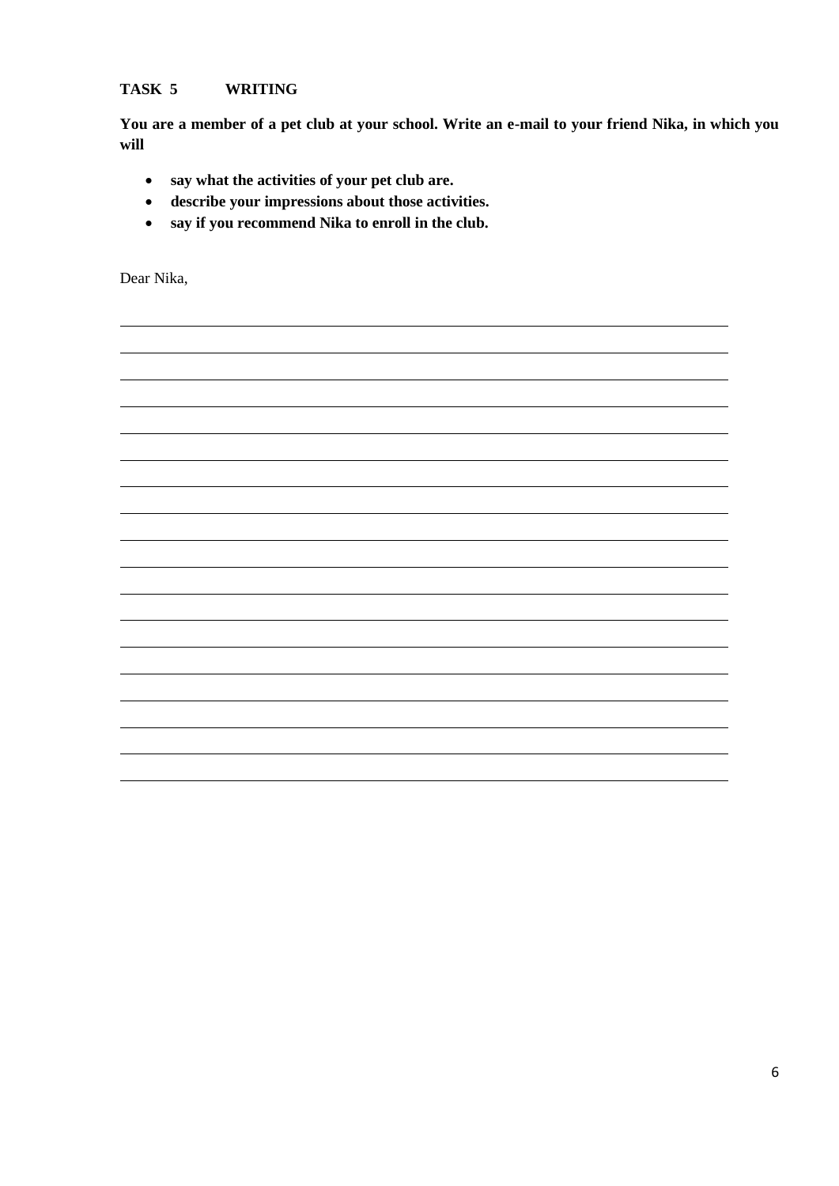**TASK 5 WRITING**

**You are a member of a pet club at your school. Write an e-mail to your friend Nika, in which you will**

- **say what the activities of your pet club are.**
- **describe your impressions about those activities.**
- **say if you recommend Nika to enroll in the club.**

Dear Nika,